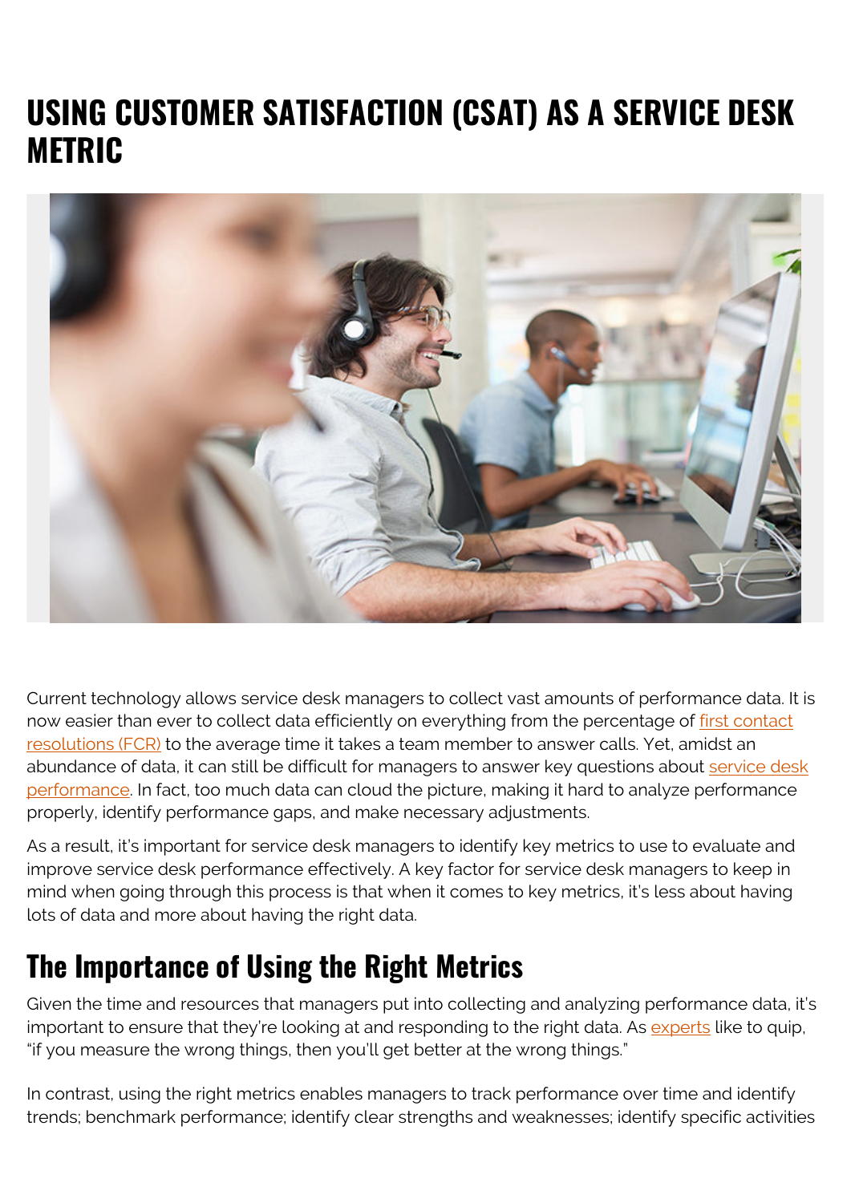# USING CUSTOMER SATISFACTION (CSAT) AS A SERVICE DESK METRIC

Current technology allows service desk managers to collect vast amounts of performance data. It is now easier than ever to collect data efficiently on everything from the percentage of first contact resolutions (FCR) to the average time it takes a team member to answer calls. Yet, amidst an abundance of data, it can still be difficult for managers to answer key questions about service desk performance. In fact, too much data can cloud the picture, making it hard to analyze performance properly, identify performance gaps, and make necessary adjustments.

As a result, it's important for service desk managers to identify key metrics to use to evaluate and improve service desk performance effectively. A key factor for service desk managers to keep in mind when going through this process is that when it comes to key metrics, it's less about having lots of data and more about having the right data.

## The Importance of Using the Right Metrics

Given the time and resources that managers put into collecting and analyzing performance data, it's important to ensure that they're looking at and responding to the right data. As experts like to quip, "if you measure the wrong things, then you'll get better at the wrong things."

In contrast, using the right metrics enables managers to track performance over time and identify trends; benchmark performance; identify clear strengths and weaknesses; identify specific activities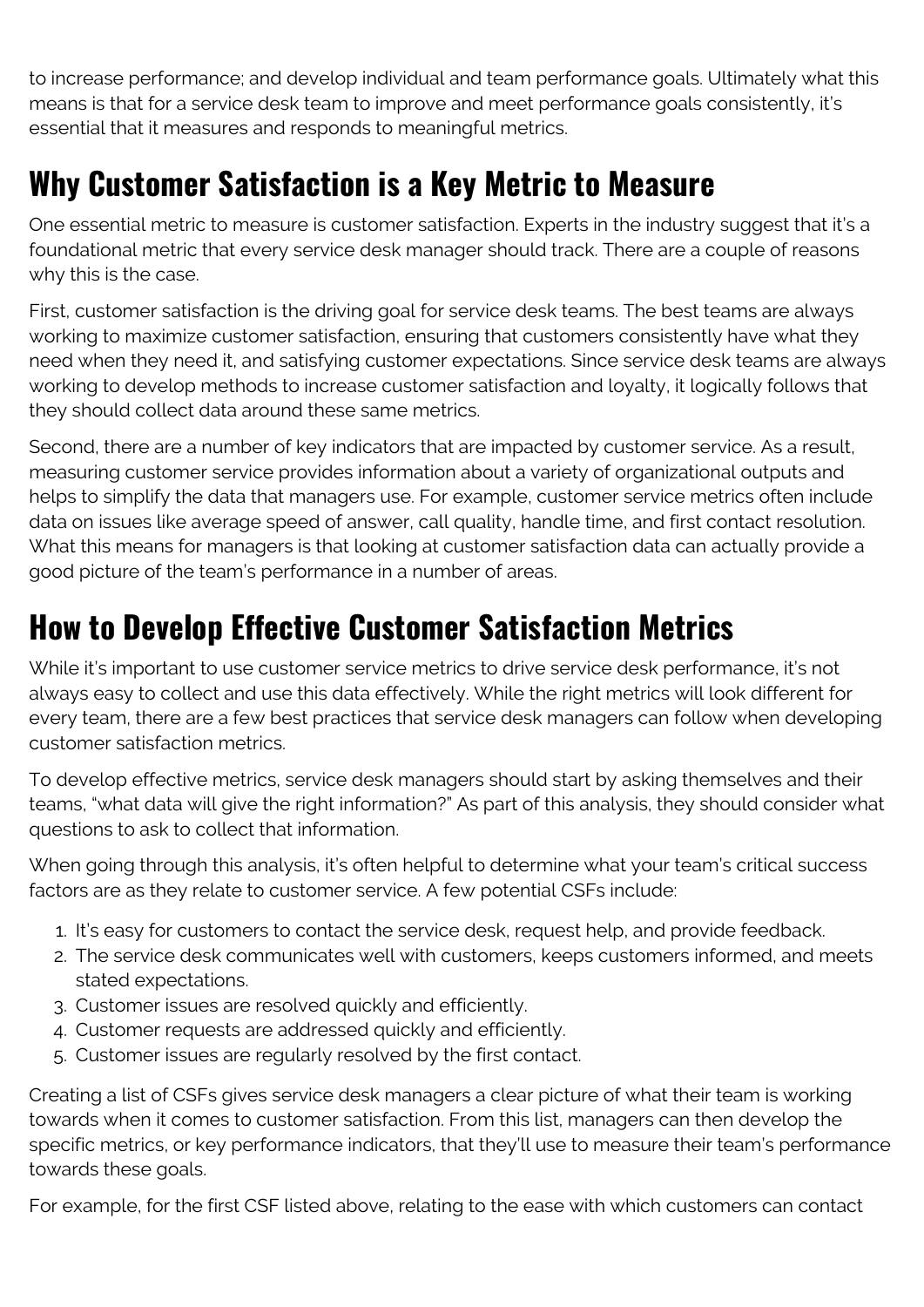to increase performance; and develop individual and team performance goals. Ultimately what this means is that for a service desk team to improve and meet performance goals consistently, it's essential that it measures and responds to meaningful metrics.

## Why Customer Satisfaction is a Key Metric to Measure

One essential metric to measure is customer satisfaction. Experts in the industry suggest that it's a foundational metric that every service desk manager should track. There are a couple of reasons why this is the case.

First, customer satisfaction is the driving goal for service desk teams. The best teams are always working to maximize customer satisfaction, ensuring that customers consistently have what they need when they need it, and satisfying customer expectations. Since service desk teams are always working to develop methods to increase customer satisfaction and loyalty, it logically follows that they should collect data around these same metrics.

Second, there are a number of key indicators that are impacted by customer service. As a result, measuring customer service provides information about a variety of organizational outputs and helps to simplify the data that managers use. For example, customer service metrics often include data on issues like average speed of answer, call quality, handle time, and first contact resolution. What this means for managers is that looking at customer satisfaction data can actually provide a good picture of the team's performance in a number of areas.

## How to Develop Effective Customer Satisfaction Metrics

While it's important to use customer service metrics to drive service desk performance, it's not always easy to collect and use this data effectively. While the right metrics will look different for every team, there are a few best practices that service desk managers can follow when developing customer satisfaction metrics.

To develop effective metrics, service desk managers should start by asking themselves and their teams, "what data will give the right information?" As part of this analysis, they should consider what questions to ask to collect that information.

When going through this analysis, it's often helpful to determine what your team's critical success factors are as they relate to customer service. A few potential CSFs include:

1. It's easy for customers to contact the service desk, request help, and provide feedback.
2. The service desk communicates well with customers, keeps customers informed, and meets stated expectations.
3. Customer issues are resolved quickly and efficiently.
4. Customer requests are addressed quickly and efficiently.
5. Customer issues are regularly resolved by the first contact.

Creating a list of CSFs gives service desk managers a clear picture of what their team is working towards when it comes to customer satisfaction. From this list, managers can then develop the specific metrics, or key performance indicators, that they'll use to measure their team's performance towards these goals.

For example, for the first CSF listed above, relating to the ease with which customers can contact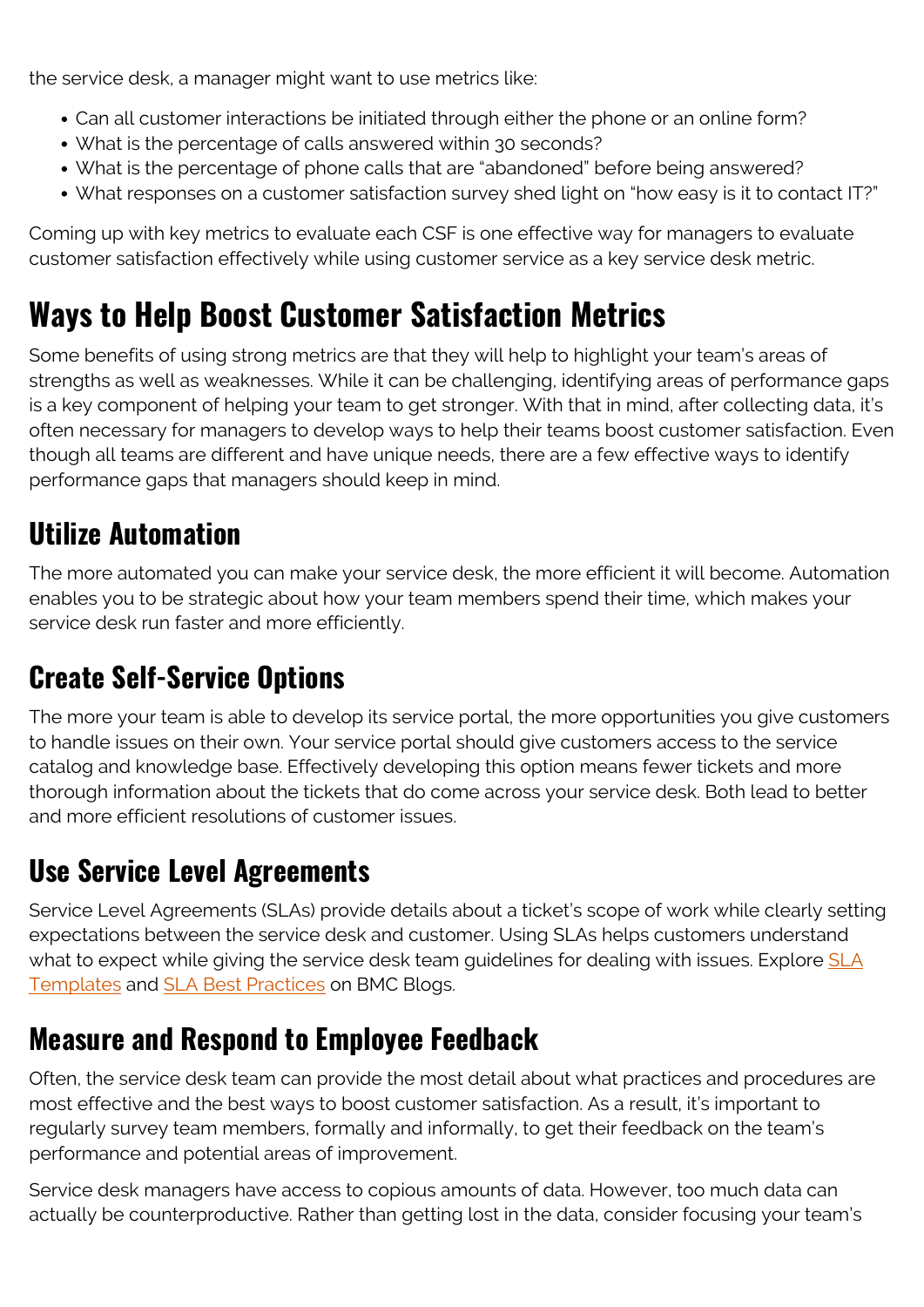the service desk, a manager might want to use metrics like:

- Can all customer interactions be initiated through either the phone or an online form?
- What is the percentage of calls answered within 30 seconds?
- What is the percentage of phone calls that are "abandoned" before being answered?
- What responses on a customer satisfaction survey shed light on "how easy is it to contact IT?"

Coming up with key metrics to evaluate each CSF is one effective way for managers to evaluate customer satisfaction effectively while using customer service as a key service desk metric.

## Ways to Help Boost Customer Satisfaction Metrics

Some benefits of using strong metrics are that they will help to highlight your team's areas of strengths as well as weaknesses. While it can be challenging, identifying areas of performance gaps is a key component of helping your team to get stronger. With that in mind, after collecting data, it's often necessary for managers to develop ways to help their teams boost customer satisfaction. Even though all teams are different and have unique needs, there are a few effective ways to identify performance gaps that managers should keep in mind.

### Utilize Automation

The more automated you can make your service desk, the more efficient it will become. Automation enables you to be strategic about how your team members spend their time, which makes your service desk run faster and more efficiently.

### Create Self-Service Options

The more your team is able to develop its service portal, the more opportunities you give customers to handle issues on their own. Your service portal should give customers access to the service catalog and knowledge base. Effectively developing this option means fewer tickets and more thorough information about the tickets that do come across your service desk. Both lead to better and more efficient resolutions of customer issues.

### Use Service Level Agreements

Service Level Agreements (SLAs) provide details about a ticket's scope of work while clearly setting expectations between the service desk and customer. Using SLAs helps customers understand what to expect while giving the service desk team guidelines for dealing with issues. Explore SLA Templates and SLA Best Practices on BMC Blogs.

### Measure and Respond to Employee Feedback

Often, the service desk team can provide the most detail about what practices and procedures are most effective and the best ways to boost customer satisfaction. As a result, it's important to regularly survey team members, formally and informally, to get their feedback on the team's performance and potential areas of improvement.

Service desk managers have access to copious amounts of data. However, too much data can actually be counterproductive. Rather than getting lost in the data, consider focusing your team's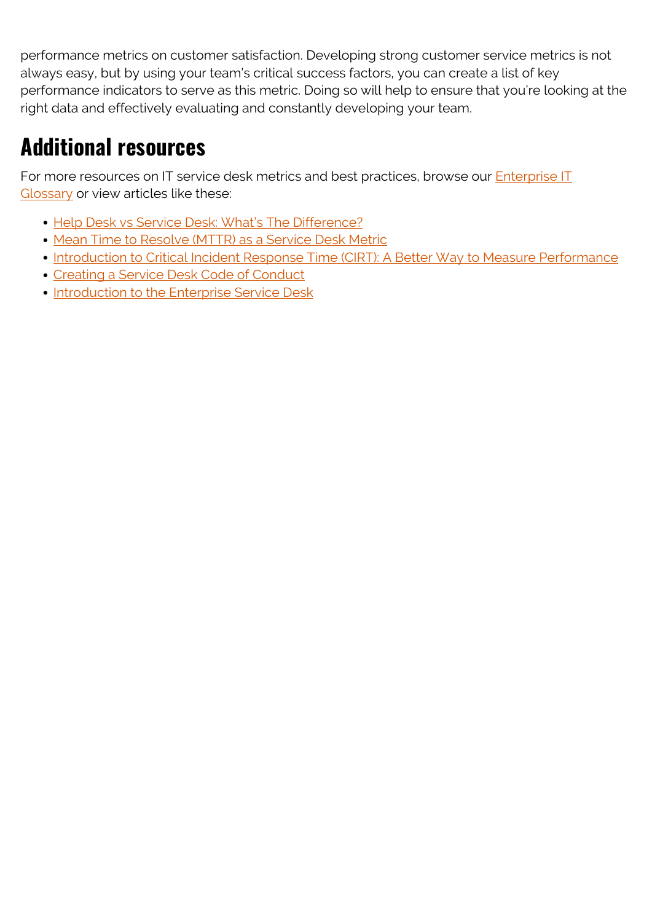performance metrics on customer satisfaction. Developing strong customer service metrics is not always easy, but by using your team's critical success factors, you can create a list of key performance indicators to serve as this metric. Doing so will help to ensure that you're looking at the right data and effectively evaluating and constantly developing your team.

## Additional resources

For more resources on IT service desk metrics and best practices, browse our Enterprise IT Glossary or view articles like these:

- Help Desk vs Service Desk: What's The Difference?
- Mean Time to Resolve (MTTR) as a Service Desk Metric
- Introduction to Critical Incident Response Time (CIRT): A Better Way to Measure Performance
- Creating a Service Desk Code of Conduct
- Introduction to the Enterprise Service Desk